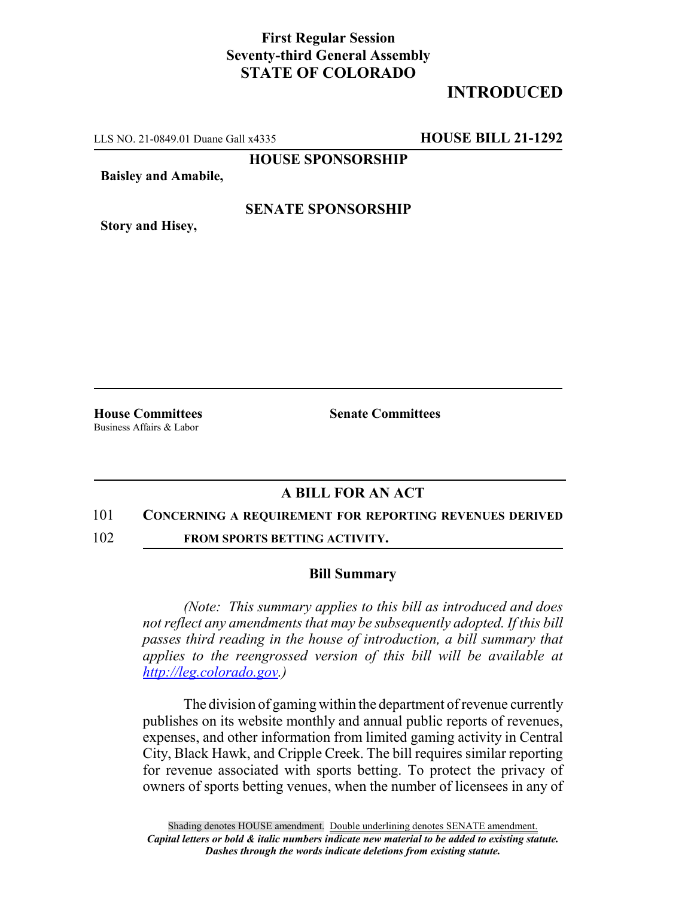**First Regular Session**
**Seventy-third General Assembly**
**STATE OF COLORADO**

**INTRODUCED**

LLS NO. 21-0849.01 Duane Gall x4335 **HOUSE BILL 21-1292**

**HOUSE SPONSORSHIP**

**Baisley and Amabile,**

**SENATE SPONSORSHIP**

**Story and Hisey,**

**House Committees**
Business Affairs & Labor

**Senate Committees**

## A BILL FOR AN ACT

101 **CONCERNING A REQUIREMENT FOR REPORTING REVENUES DERIVED**
102 **FROM SPORTS BETTING ACTIVITY.**

### Bill Summary

*(Note: This summary applies to this bill as introduced and does not reflect any amendments that may be subsequently adopted. If this bill passes third reading in the house of introduction, a bill summary that applies to the reengrossed version of this bill will be available at http://leg.colorado.gov.)*

The division of gaming within the department of revenue currently publishes on its website monthly and annual public reports of revenues, expenses, and other information from limited gaming activity in Central City, Black Hawk, and Cripple Creek. The bill requires similar reporting for revenue associated with sports betting. To protect the privacy of owners of sports betting venues, when the number of licensees in any of

Shading denotes HOUSE amendment. Double underlining denotes SENATE amendment.
*Capital letters or bold & italic numbers indicate new material to be added to existing statute.*
*Dashes through the words indicate deletions from existing statute.*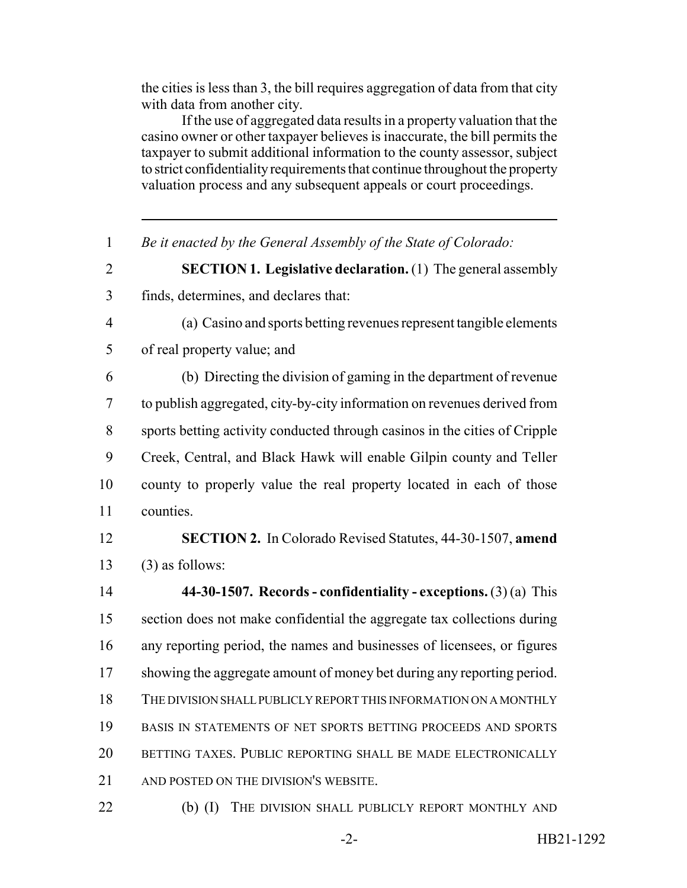the cities is less than 3, the bill requires aggregation of data from that city with data from another city.

If the use of aggregated data results in a property valuation that the casino owner or other taxpayer believes is inaccurate, the bill permits the taxpayer to submit additional information to the county assessor, subject to strict confidentiality requirements that continue throughout the property valuation process and any subsequent appeals or court proceedings.

---

1 *Be it enacted by the General Assembly of the State of Colorado:*

2 **SECTION 1. Legislative declaration.** (1) The general assembly
3 finds, determines, and declares that:

4 (a) Casino and sports betting revenues represent tangible elements
5 of real property value; and

6 (b) Directing the division of gaming in the department of revenue
7 to publish aggregated, city-by-city information on revenues derived from
8 sports betting activity conducted through casinos in the cities of Cripple
9 Creek, Central, and Black Hawk will enable Gilpin county and Teller
10 county to properly value the real property located in each of those
11 counties.

12 **SECTION 2.** In Colorado Revised Statutes, 44-30-1507, **amend**
13 (3) as follows:

14 **44-30-1507. Records - confidentiality - exceptions.** (3) (a) This
15 section does not make confidential the aggregate tax collections during
16 any reporting period, the names and businesses of licensees, or figures
17 showing the aggregate amount of money bet during any reporting period.
18 THE DIVISION SHALL PUBLICLY REPORT THIS INFORMATION ON A MONTHLY
19 BASIS IN STATEMENTS OF NET SPORTS BETTING PROCEEDS AND SPORTS
20 BETTING TAXES. PUBLIC REPORTING SHALL BE MADE ELECTRONICALLY
21 AND POSTED ON THE DIVISION'S WEBSITE.

22 (b) (I) THE DIVISION SHALL PUBLICLY REPORT MONTHLY AND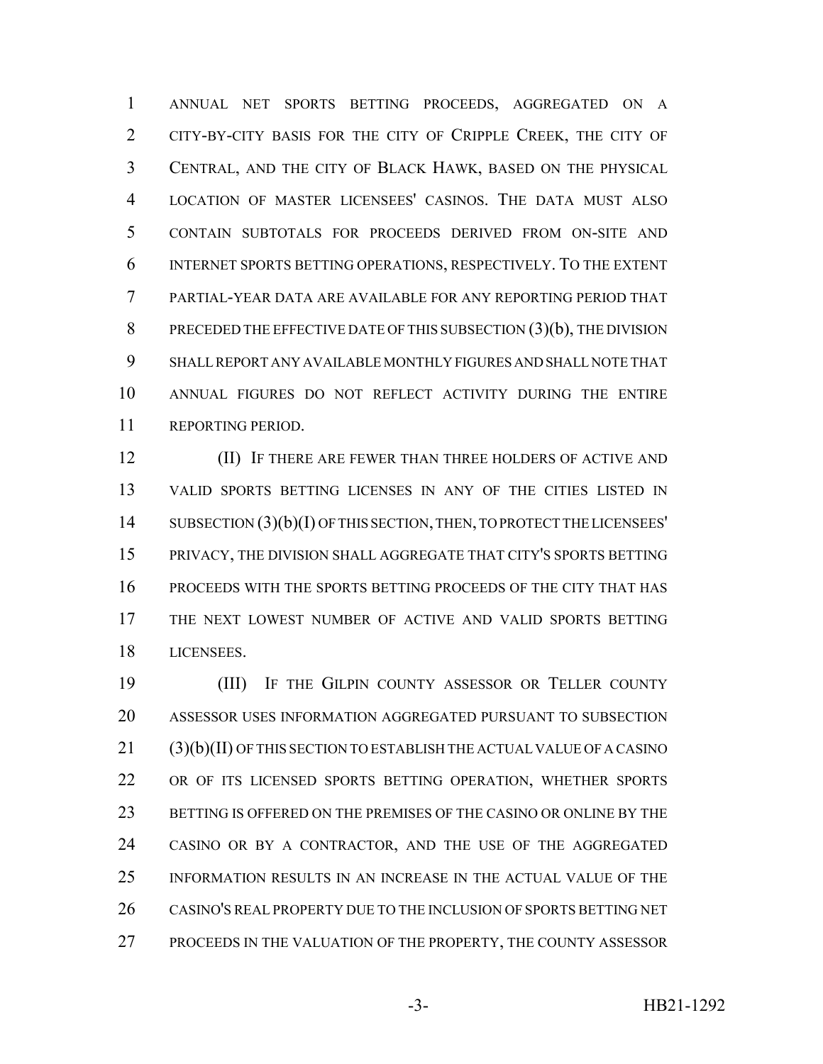ANNUAL NET SPORTS BETTING PROCEEDS, AGGREGATED ON A CITY-BY-CITY BASIS FOR THE CITY OF CRIPPLE CREEK, THE CITY OF CENTRAL, AND THE CITY OF BLACK HAWK, BASED ON THE PHYSICAL LOCATION OF MASTER LICENSEES' CASINOS. THE DATA MUST ALSO CONTAIN SUBTOTALS FOR PROCEEDS DERIVED FROM ON-SITE AND INTERNET SPORTS BETTING OPERATIONS, RESPECTIVELY. TO THE EXTENT PARTIAL-YEAR DATA ARE AVAILABLE FOR ANY REPORTING PERIOD THAT PRECEDED THE EFFECTIVE DATE OF THIS SUBSECTION (3)(b), THE DIVISION SHALL REPORT ANY AVAILABLE MONTHLY FIGURES AND SHALL NOTE THAT ANNUAL FIGURES DO NOT REFLECT ACTIVITY DURING THE ENTIRE REPORTING PERIOD.

(II) IF THERE ARE FEWER THAN THREE HOLDERS OF ACTIVE AND VALID SPORTS BETTING LICENSES IN ANY OF THE CITIES LISTED IN SUBSECTION (3)(b)(I) OF THIS SECTION, THEN, TO PROTECT THE LICENSEES' PRIVACY, THE DIVISION SHALL AGGREGATE THAT CITY'S SPORTS BETTING PROCEEDS WITH THE SPORTS BETTING PROCEEDS OF THE CITY THAT HAS THE NEXT LOWEST NUMBER OF ACTIVE AND VALID SPORTS BETTING LICENSEES.

(III) IF THE GILPIN COUNTY ASSESSOR OR TELLER COUNTY ASSESSOR USES INFORMATION AGGREGATED PURSUANT TO SUBSECTION (3)(b)(II) OF THIS SECTION TO ESTABLISH THE ACTUAL VALUE OF A CASINO OR OF ITS LICENSED SPORTS BETTING OPERATION, WHETHER SPORTS BETTING IS OFFERED ON THE PREMISES OF THE CASINO OR ONLINE BY THE CASINO OR BY A CONTRACTOR, AND THE USE OF THE AGGREGATED INFORMATION RESULTS IN AN INCREASE IN THE ACTUAL VALUE OF THE CASINO'S REAL PROPERTY DUE TO THE INCLUSION OF SPORTS BETTING NET PROCEEDS IN THE VALUATION OF THE PROPERTY, THE COUNTY ASSESSOR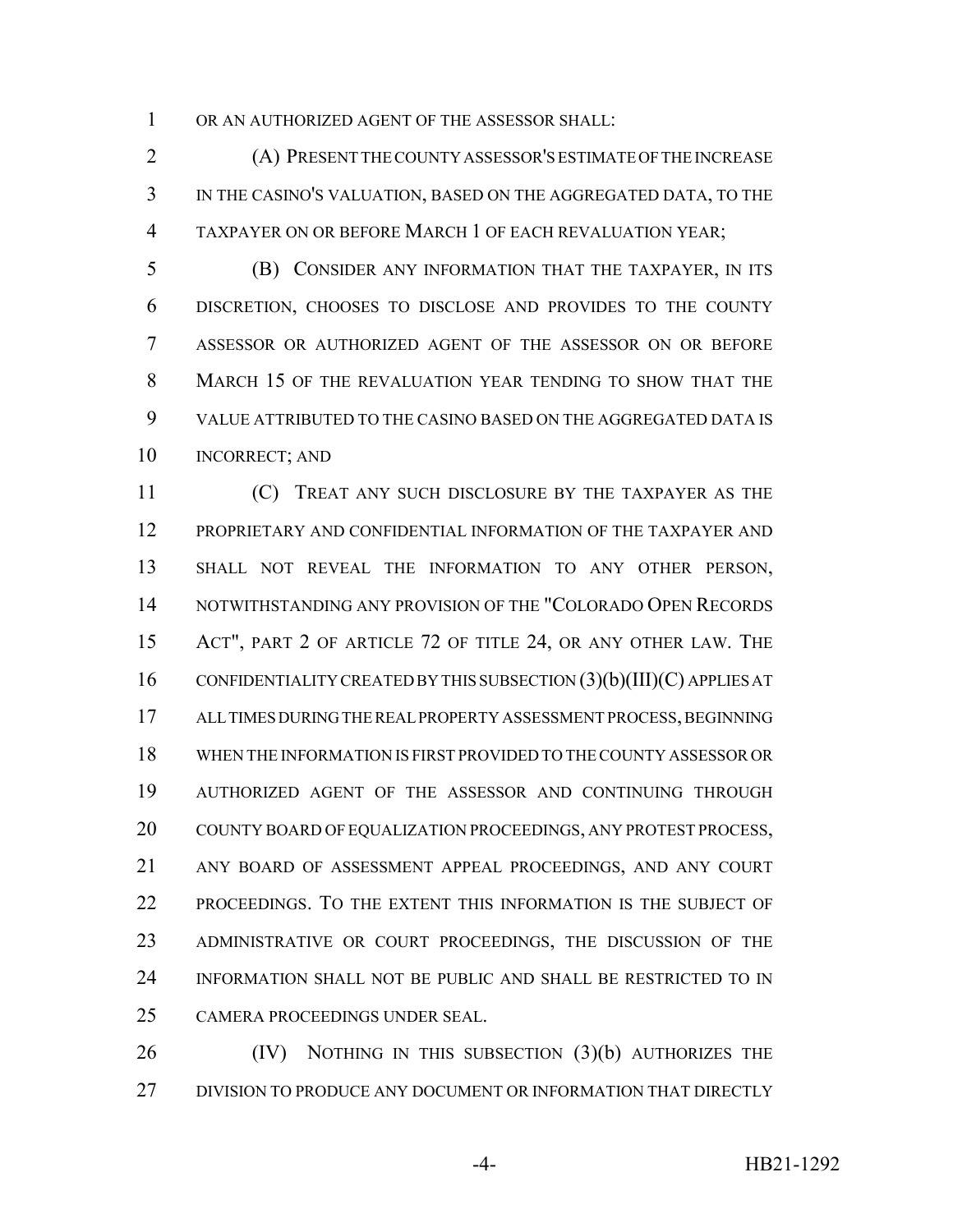OR AN AUTHORIZED AGENT OF THE ASSESSOR SHALL:

(A) PRESENT THE COUNTY ASSESSOR'S ESTIMATE OF THE INCREASE IN THE CASINO'S VALUATION, BASED ON THE AGGREGATED DATA, TO THE TAXPAYER ON OR BEFORE MARCH 1 OF EACH REVALUATION YEAR;

(B) CONSIDER ANY INFORMATION THAT THE TAXPAYER, IN ITS DISCRETION, CHOOSES TO DISCLOSE AND PROVIDES TO THE COUNTY ASSESSOR OR AUTHORIZED AGENT OF THE ASSESSOR ON OR BEFORE MARCH 15 OF THE REVALUATION YEAR TENDING TO SHOW THAT THE VALUE ATTRIBUTED TO THE CASINO BASED ON THE AGGREGATED DATA IS INCORRECT; AND

(C) TREAT ANY SUCH DISCLOSURE BY THE TAXPAYER AS THE PROPRIETARY AND CONFIDENTIAL INFORMATION OF THE TAXPAYER AND SHALL NOT REVEAL THE INFORMATION TO ANY OTHER PERSON, NOTWITHSTANDING ANY PROVISION OF THE "COLORADO OPEN RECORDS ACT", PART 2 OF ARTICLE 72 OF TITLE 24, OR ANY OTHER LAW. THE CONFIDENTIALITY CREATED BY THIS SUBSECTION (3)(b)(III)(C) APPLIES AT ALL TIMES DURING THE REAL PROPERTY ASSESSMENT PROCESS, BEGINNING WHEN THE INFORMATION IS FIRST PROVIDED TO THE COUNTY ASSESSOR OR AUTHORIZED AGENT OF THE ASSESSOR AND CONTINUING THROUGH COUNTY BOARD OF EQUALIZATION PROCEEDINGS, ANY PROTEST PROCESS, ANY BOARD OF ASSESSMENT APPEAL PROCEEDINGS, AND ANY COURT PROCEEDINGS. TO THE EXTENT THIS INFORMATION IS THE SUBJECT OF ADMINISTRATIVE OR COURT PROCEEDINGS, THE DISCUSSION OF THE INFORMATION SHALL NOT BE PUBLIC AND SHALL BE RESTRICTED TO IN CAMERA PROCEEDINGS UNDER SEAL.

(IV) NOTHING IN THIS SUBSECTION (3)(b) AUTHORIZES THE DIVISION TO PRODUCE ANY DOCUMENT OR INFORMATION THAT DIRECTLY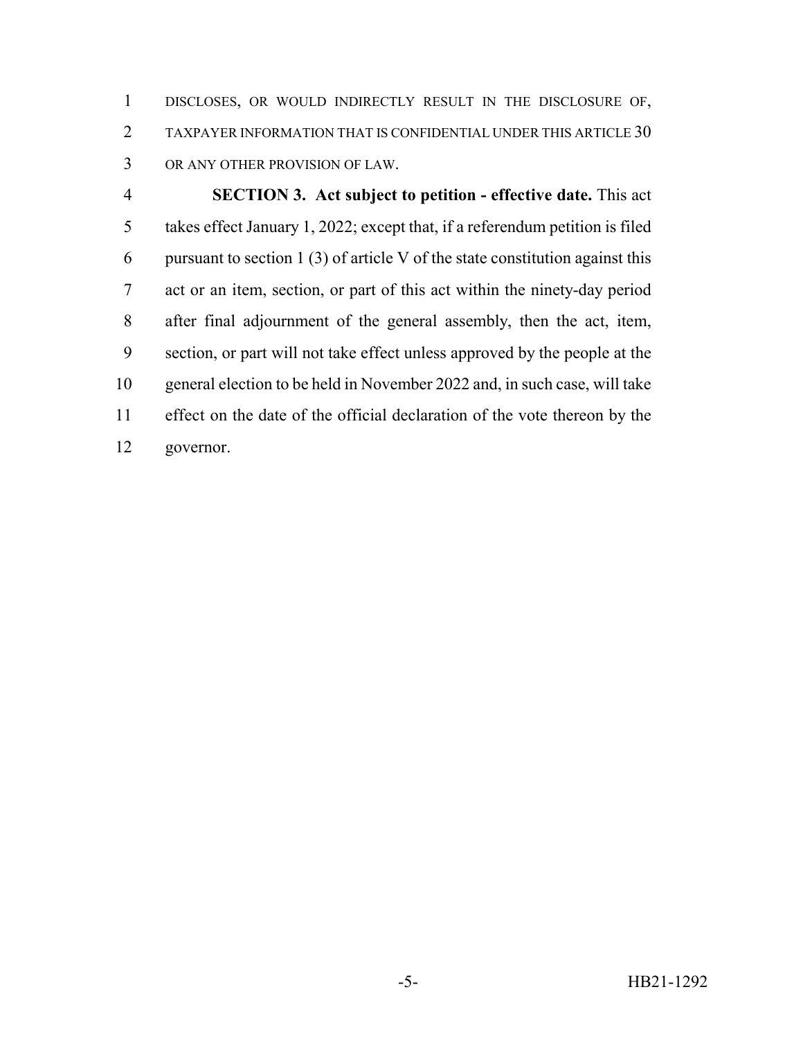DISCLOSES, OR WOULD INDIRECTLY RESULT IN THE DISCLOSURE OF, TAXPAYER INFORMATION THAT IS CONFIDENTIAL UNDER THIS ARTICLE 30 OR ANY OTHER PROVISION OF LAW.

**SECTION 3. Act subject to petition - effective date.** This act takes effect January 1, 2022; except that, if a referendum petition is filed pursuant to section 1 (3) of article V of the state constitution against this act or an item, section, or part of this act within the ninety-day period after final adjournment of the general assembly, then the act, item, section, or part will not take effect unless approved by the people at the general election to be held in November 2022 and, in such case, will take effect on the date of the official declaration of the vote thereon by the governor.